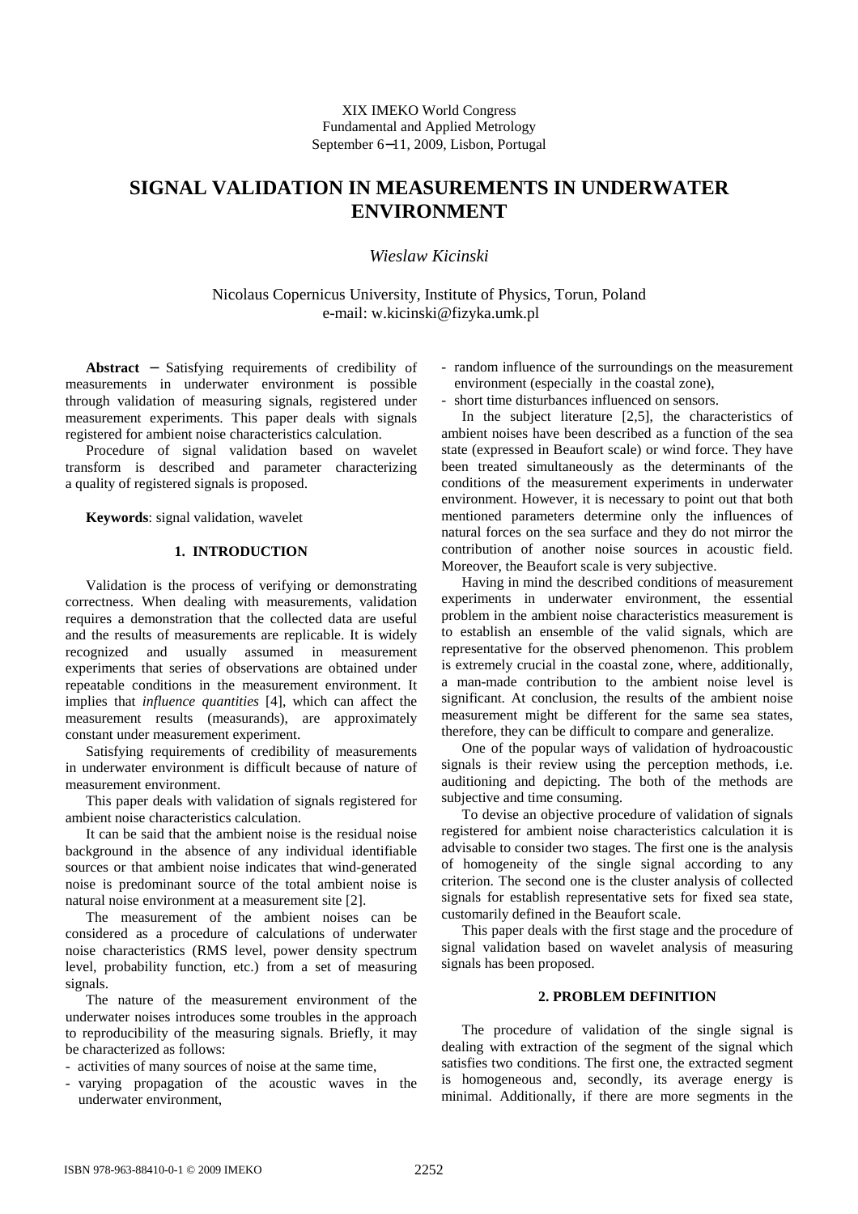XIX IMEKO World Congress
Fundamental and Applied Metrology
September 6−11, 2009, Lisbon, Portugal

# SIGNAL VALIDATION IN MEASUREMENTS IN UNDERWATER ENVIRONMENT

*Wieslaw Kicinski*

Nicolaus Copernicus University, Institute of Physics, Torun, Poland
e-mail: w.kicinski@fizyka.umk.pl

**Abstract** − Satisfying requirements of credibility of measurements in underwater environment is possible through validation of measuring signals, registered under measurement experiments. This paper deals with signals registered for ambient noise characteristics calculation.

Procedure of signal validation based on wavelet transform is described and parameter characterizing a quality of registered signals is proposed.

**Keywords**: signal validation, wavelet

## 1. INTRODUCTION

Validation is the process of verifying or demonstrating correctness. When dealing with measurements, validation requires a demonstration that the collected data are useful and the results of measurements are replicable. It is widely recognized and usually assumed in measurement experiments that series of observations are obtained under repeatable conditions in the measurement environment. It implies that *influence quantities* [4], which can affect the measurement results (measurands), are approximately constant under measurement experiment.

Satisfying requirements of credibility of measurements in underwater environment is difficult because of nature of measurement environment.

This paper deals with validation of signals registered for ambient noise characteristics calculation.

It can be said that the ambient noise is the residual noise background in the absence of any individual identifiable sources or that ambient noise indicates that wind-generated noise is predominant source of the total ambient noise is natural noise environment at a measurement site [2].

The measurement of the ambient noises can be considered as a procedure of calculations of underwater noise characteristics (RMS level, power density spectrum level, probability function, etc.) from a set of measuring signals.

The nature of the measurement environment of the underwater noises introduces some troubles in the approach to reproducibility of the measuring signals. Briefly, it may be characterized as follows:

- activities of many sources of noise at the same time,
- varying propagation of the acoustic waves in the underwater environment,
- random influence of the surroundings on the measurement environment (especially in the coastal zone),
- short time disturbances influenced on sensors.

In the subject literature [2,5], the characteristics of ambient noises have been described as a function of the sea state (expressed in Beaufort scale) or wind force. They have been treated simultaneously as the determinants of the conditions of the measurement experiments in underwater environment. However, it is necessary to point out that both mentioned parameters determine only the influences of natural forces on the sea surface and they do not mirror the contribution of another noise sources in acoustic field. Moreover, the Beaufort scale is very subjective.

Having in mind the described conditions of measurement experiments in underwater environment, the essential problem in the ambient noise characteristics measurement is to establish an ensemble of the valid signals, which are representative for the observed phenomenon. This problem is extremely crucial in the coastal zone, where, additionally, a man-made contribution to the ambient noise level is significant. At conclusion, the results of the ambient noise measurement might be different for the same sea states, therefore, they can be difficult to compare and generalize.

One of the popular ways of validation of hydroacoustic signals is their review using the perception methods, i.e. auditioning and depicting. The both of the methods are subjective and time consuming.

To devise an objective procedure of validation of signals registered for ambient noise characteristics calculation it is advisable to consider two stages. The first one is the analysis of homogeneity of the single signal according to any criterion. The second one is the cluster analysis of collected signals for establish representative sets for fixed sea state, customarily defined in the Beaufort scale.

This paper deals with the first stage and the procedure of signal validation based on wavelet analysis of measuring signals has been proposed.

## 2. PROBLEM DEFINITION

The procedure of validation of the single signal is dealing with extraction of the segment of the signal which satisfies two conditions. The first one, the extracted segment is homogeneous and, secondly, its average energy is minimal. Additionally, if there are more segments in the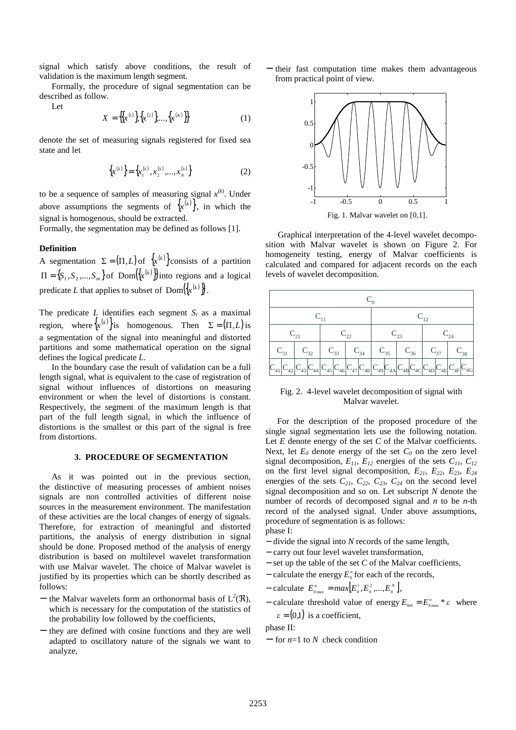signal which satisfy above conditions, the result of validation is the maximum length segment.

Formally, the procedure of signal segmentation can be described as follow.

Let

$$X = \left\{\left\{x^{(1)}\right\}, \left\{x^{(2)}\right\}, \ldots, \left\{x^{(K)}\right\}\right\} \quad (1)$$

denote the set of measuring signals registered for fixed sea state and let

$$\left\{x^{(k)}\right\} = \left\{x_1^{(k)}, x_2^{(k)}, \ldots, x_N^{(k)}\right\} \quad (2)$$

to be a sequence of samples of measuring signal $x^{(k)}$. Under above assumptions the segments of $\left\{x^{(k)}\right\}$, in which the signal is homogenous, should be extracted.

Formally, the segmentation may be defined as follows [1].

**Definition**

A segmentation $\Sigma = (\Pi, L)$ of $\left\{x^{(k)}\right\}$ consists of a partition $\Pi = \{S_1, S_2, \ldots, S_m\}$ of $\mathrm{Dom}\left(\left\{x^{(k)}\right\}\right)$ into regions and a logical predicate $L$ that applies to subset of $\mathrm{Dom}\left(\left\{x^{(k)}\right\}\right)$.

The predicate $L$ identifies each segment $S_i$ as a maximal region, where $\left\{x^{(k)}\right\}$ is homogenous. Then $\Sigma = (\Pi, L)$ is a segmentation of the signal into meaningful and distorted partitions and some mathematical operation on the signal defines the logical predicate $L$.

In the boundary case the result of validation can be a full length signal, what is equivalent to the case of registration of signal without influences of distortions on measuring environment or when the level of distortions is constant. Respectively, the segment of the maximum length is that part of the full length signal, in which the influence of distortions is the smallest or this part of the signal is free from distortions.

## 3. PROCEDURE OF SEGMENTATION

As it was pointed out in the previous section, the distinctive of measuring processes of ambient noises signals are non controlled activities of different noise sources in the measurement environment. The manifestation of these activities are the local changes of energy of signals. Therefore, for extraction of meaningful and distorted partitions, the analysis of energy distribution in signal should be done. Proposed method of the analysis of energy distribution is based on multilevel wavelet transformation with use Malvar wavelet. The choice of Malvar wavelet is justified by its properties which can be shortly described as follows:

- the Malvar wavelets form an orthonormal basis of $L^2(\Re)$, which is necessary for the computation of the statistics of the probability low followed by the coefficients,
- they are defined with cosine functions and they are well adapted to oscillatory nature of the signals we want to analyze,
- their fast computation time makes them advantageous from practical point of view.

Fig. 1. Malvar wavelet on [0,1].

Graphical interpretation of the 4-level wavelet decomposition with Malvar wavelet is shown on Figure 2. For homogeneity testing, energy of Malvar coefficients is calculated and compared for adjacent records on the each levels of wavelet decomposition.

| $C_0$ | | | | | | | | | | | | | | | |
|---|---|---|---|---|---|---|---|---|---|---|---|---|---|---|---|
| $C_{11}$ | | | | | | | | $C_{12}$ | | | | | | | |
| $C_{21}$ | | | | $C_{22}$ | | | | $C_{23}$ | | | | $C_{24}$ | | | |
| $C_{31}$ | | $C_{32}$ | | $C_{33}$ | | $C_{34}$ | | $C_{35}$ | | $C_{36}$ | | $C_{37}$ | | $C_{38}$ | |
| $C_{41}$ | $C_{42}$ | $C_{43}$ | $C_{44}$ | $C_{45}$ | $C_{46}$ | $C_{47}$ | $C_{48}$ | $C_{49}$ | $C_{4A}$ | $C_{4B}$ | $C_{4C}$ | $C_{4D}$ | $C_{4E}$ | $C_{4F}$ | $C_{4G}$ |

Fig. 2. 4-level wavelet decomposition of signal with Malvar wavelet.

For the description of the proposed procedure of the single signal segmentation lets use the following notation. Let $E$ denote energy of the set $C$ of the Malvar coefficients. Next, let $E_0$ denote energy of the set $C_0$ on the zero level signal decomposition, $E_{11}$, $E_{12}$ energies of the sets $C_{11}$, $C_{12}$ on the first level signal decomposition, $E_{21}$, $E_{22}$, $E_{23}$, $E_{24}$ energies of the sets $C_{21}$, $C_{22}$, $C_{23}$, $C_{24}$ on the second level signal decomposition and so on. Let subscript $N$ denote the number of records of decomposed signal and $n$ to be $n$-th record of the analysed signal. Under above assumptions, procedure of segmentation is as follows:

phase I:

- divide the signal into $N$ records of the same length,
- carry out four level wavelet transformation,
- set up the table of the set $C$ of the Malvar coefficients,
- calculate the energy $E_0^n$ for each of the records,
- calculate $E_{0max}^n = max\left[E_0^1, E_0^2, \ldots, E_0^N\right]$,
- calculate threshold value of energy $E_{0th} = E_{0max}^n * \varepsilon$ where $\varepsilon = (0,1)$ is a coefficient,

phase II:

- for $n$=1 to $N$ check condition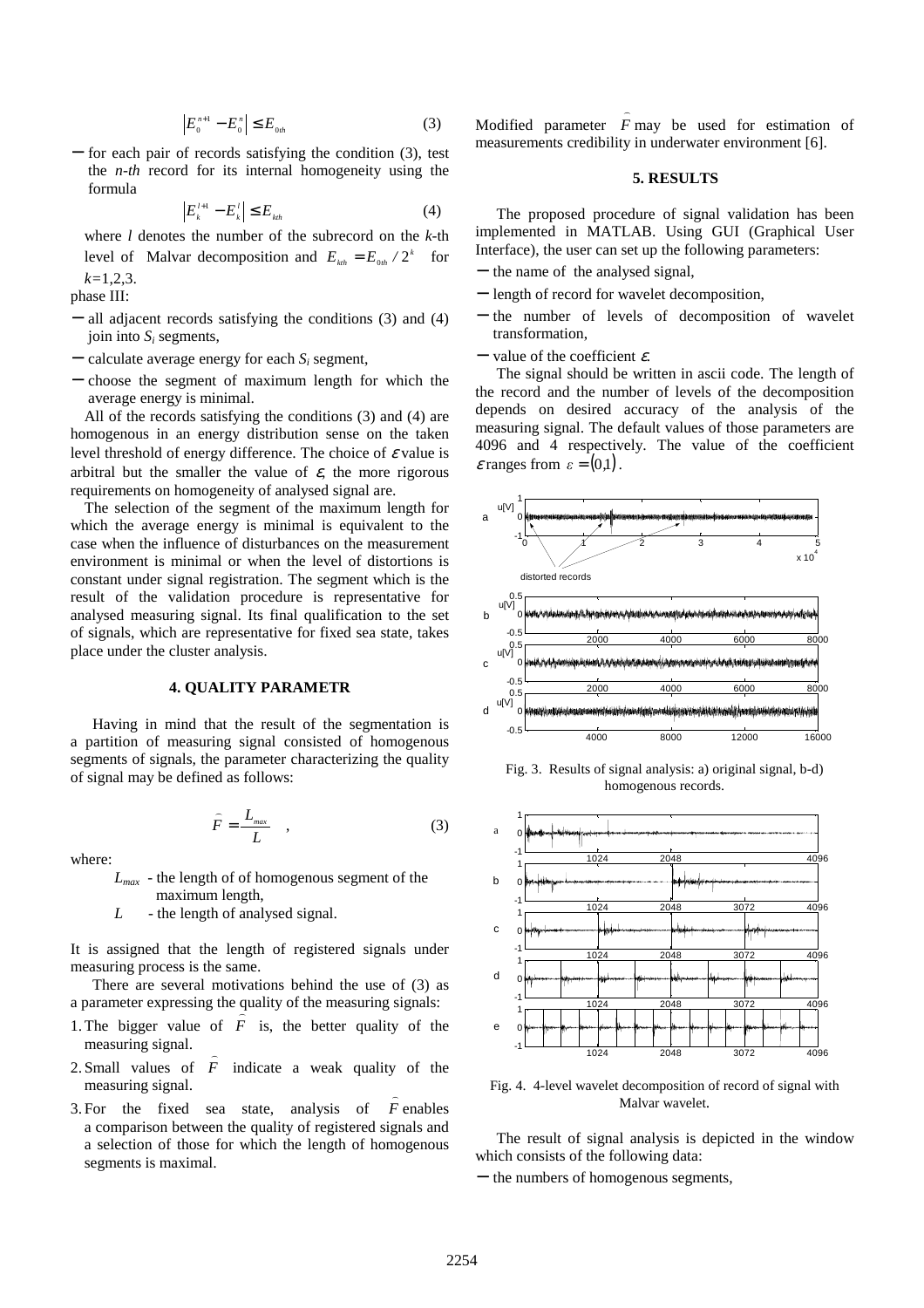$$\left|E_0^{n+1} - E_0^n\right| \leq E_{0th} \quad (3)$$

− for each pair of records satisfying the condition (3), test the *n-th* record for its internal homogeneity using the formula

$$\left|E_k^{l+1} - E_k^l\right| \leq E_{kth} \quad (4)$$

where *l* denotes the number of the subrecord on the *k*-th level of Malvar decomposition and $E_{kth} = E_{0th}/2^k$ for $k$=1,2,3.

phase III:

− all adjacent records satisfying the conditions (3) and (4) join into $S_i$ segments,

− calculate average energy for each $S_i$ segment,

− choose the segment of maximum length for which the average energy is minimal.

All of the records satisfying the conditions (3) and (4) are homogenous in an energy distribution sense on the taken level threshold of energy difference. The choice of $\varepsilon$ value is arbitral but the smaller the value of $\varepsilon$, the more rigorous requirements on homogeneity of analysed signal are.

The selection of the segment of the maximum length for which the average energy is minimal is equivalent to the case when the influence of disturbances on the measurement environment is minimal or when the level of distortions is constant under signal registration. The segment which is the result of the validation procedure is representative for analysed measuring signal. Its final qualification to the set of signals, which are representative for fixed sea state, takes place under the cluster analysis.

## 4. QUALITY PARAMETR

Having in mind that the result of the segmentation is a partition of measuring signal consisted of homogenous segments of signals, the parameter characterizing the quality of signal may be defined as follows:

$$\widehat{F} = \frac{L_{max}}{L} \quad , \quad (3)$$

where:

$L_{max}$ - the length of of homogenous segment of the maximum length,

$L$ - the length of analysed signal.

It is assigned that the length of registered signals under measuring process is the same.

There are several motivations behind the use of (3) as a parameter expressing the quality of the measuring signals:

1. The bigger value of $\widehat{F}$ is, the better quality of the measuring signal.
2. Small values of $\widehat{F}$ indicate a weak quality of the measuring signal.
3. For the fixed sea state, analysis of $\widehat{F}$ enables a comparison between the quality of registered signals and a selection of those for which the length of homogenous segments is maximal.

Modified parameter $\widehat{F}$ may be used for estimation of measurements credibility in underwater environment [6].

## 5. RESULTS

The proposed procedure of signal validation has been implemented in MATLAB. Using GUI (Graphical User Interface), the user can set up the following parameters:

− the name of the analysed signal,

− length of record for wavelet decomposition,

− the number of levels of decomposition of wavelet transformation,

− value of the coefficient $\varepsilon$.

The signal should be written in ascii code. The length of the record and the number of levels of the decomposition depends on desired accuracy of the analysis of the measuring signal. The default values of those parameters are 4096 and 4 respectively. The value of the coefficient $\varepsilon$ ranges from $\varepsilon = (0,1)$.

Fig. 3. Results of signal analysis: a) original signal, b-d) homogenous records.

Fig. 4. 4-level wavelet decomposition of record of signal with Malvar wavelet.

The result of signal analysis is depicted in the window which consists of the following data:

− the numbers of homogenous segments,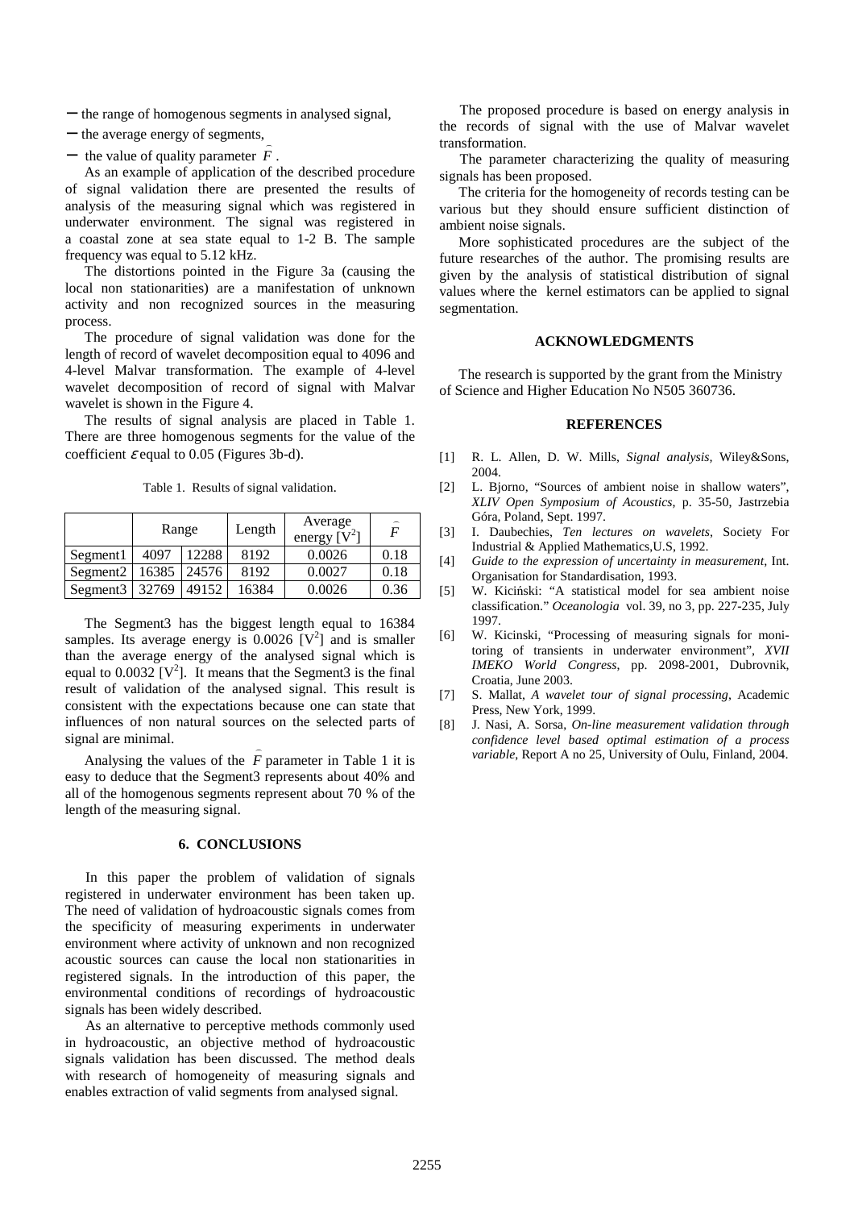- the range of homogenous segments in analysed signal,
- the average energy of segments,
- the value of quality parameter $\widehat{F}$.

As an example of application of the described procedure of signal validation there are presented the results of analysis of the measuring signal which was registered in underwater environment. The signal was registered in a coastal zone at sea state equal to 1-2 B. The sample frequency was equal to 5.12 kHz.

The distortions pointed in the Figure 3a (causing the local non stationarities) are a manifestation of unknown activity and non recognized sources in the measuring process.

The procedure of signal validation was done for the length of record of wavelet decomposition equal to 4096 and 4-level Malvar transformation. The example of 4-level wavelet decomposition of record of signal with Malvar wavelet is shown in the Figure 4.

The results of signal analysis are placed in Table 1. There are three homogenous segments for the value of the coefficient $\varepsilon$ equal to 0.05 (Figures 3b-d).

Table 1. Results of signal validation.

| | Range | | Length | Average energy $[V^2]$ | $\widehat{F}$ |
|---|---|---|---|---|---|
| Segment1 | 4097 | 12288 | 8192 | 0.0026 | 0.18 |
| Segment2 | 16385 | 24576 | 8192 | 0.0027 | 0.18 |
| Segment3 | 32769 | 49152 | 16384 | 0.0026 | 0.36 |

The Segment3 has the biggest length equal to 16384 samples. Its average energy is 0.0026 $[V^2]$ and is smaller than the average energy of the analysed signal which is equal to 0.0032 $[V^2]$. It means that the Segment3 is the final result of validation of the analysed signal. This result is consistent with the expectations because one can state that influences of non natural sources on the selected parts of signal are minimal.

Analysing the values of the $\widehat{F}$ parameter in Table 1 it is easy to deduce that the Segment3 represents about 40% and all of the homogenous segments represent about 70 % of the length of the measuring signal.

## 6. CONCLUSIONS

In this paper the problem of validation of signals registered in underwater environment has been taken up. The need of validation of hydroacoustic signals comes from the specificity of measuring experiments in underwater environment where activity of unknown and non recognized acoustic sources can cause the local non stationarities in registered signals. In the introduction of this paper, the environmental conditions of recordings of hydroacoustic signals has been widely described.

As an alternative to perceptive methods commonly used in hydroacoustic, an objective method of hydroacoustic signals validation has been discussed. The method deals with research of homogeneity of measuring signals and enables extraction of valid segments from analysed signal.

The proposed procedure is based on energy analysis in the records of signal with the use of Malvar wavelet transformation.

The parameter characterizing the quality of measuring signals has been proposed.

The criteria for the homogeneity of records testing can be various but they should ensure sufficient distinction of ambient noise signals.

More sophisticated procedures are the subject of the future researches of the author. The promising results are given by the analysis of statistical distribution of signal values where the kernel estimators can be applied to signal segmentation.

## ACKNOWLEDGMENTS

The research is supported by the grant from the Ministry of Science and Higher Education No N505 360736.

## REFERENCES

[1] R. L. Allen, D. W. Mills, *Signal analysis*, Wiley&Sons, 2004.

[2] L. Bjorno, "Sources of ambient noise in shallow waters", *XLIV Open Symposium of Acoustics*, p. 35-50, Jastrzebia Góra, Poland, Sept. 1997.

[3] I. Daubechies, *Ten lectures on wavelets*, Society For Industrial & Applied Mathematics,U.S, 1992.

[4] *Guide to the expression of uncertainty in measurement*, Int. Organisation for Standardisation, 1993.

[5] W. Kiciński: "A statistical model for sea ambient noise classification." *Oceanologia* vol. 39, no 3, pp. 227-235, July 1997.

[6] W. Kicinski, "Processing of measuring signals for monitoring of transients in underwater environment", *XVII IMEKO World Congress*, pp. 2098-2001, Dubrovnik, Croatia, June 2003.

[7] S. Mallat, *A wavelet tour of signal processing*, Academic Press, New York, 1999.

[8] J. Nasi, A. Sorsa, *On-line measurement validation through confidence level based optimal estimation of a process variable*, Report A no 25, University of Oulu, Finland, 2004.